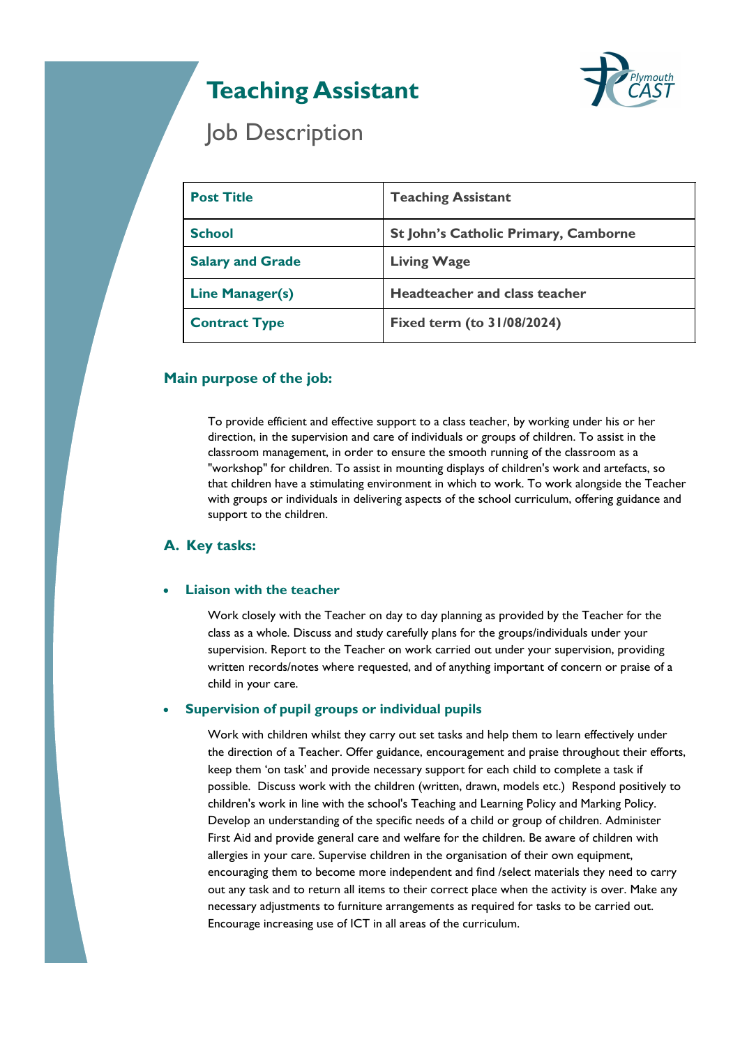# Teaching Assistant

## Job Description

| **Post Title** | **Teaching Assistant** |
|---|---|
| **School** | **St John's Catholic Primary, Camborne** |
| **Salary and Grade** | **Living Wage** |
| **Line Manager(s)** | **Headteacher and class teacher** |
| **Contract Type** | **Fixed term (to 31/08/2024)** |

### Main purpose of the job:

To provide efficient and effective support to a class teacher, by working under his or her direction, in the supervision and care of individuals or groups of children. To assist in the classroom management, in order to ensure the smooth running of the classroom as a "workshop" for children. To assist in mounting displays of children's work and artefacts, so that children have a stimulating environment in which to work. To work alongside the Teacher with groups or individuals in delivering aspects of the school curriculum, offering guidance and support to the children.

### A. Key tasks:

- **Liaison with the teacher**

  Work closely with the Teacher on day to day planning as provided by the Teacher for the class as a whole. Discuss and study carefully plans for the groups/individuals under your supervision. Report to the Teacher on work carried out under your supervision, providing written records/notes where requested, and of anything important of concern or praise of a child in your care.

- **Supervision of pupil groups or individual pupils**

  Work with children whilst they carry out set tasks and help them to learn effectively under the direction of a Teacher. Offer guidance, encouragement and praise throughout their efforts, keep them 'on task' and provide necessary support for each child to complete a task if possible. Discuss work with the children (written, drawn, models etc.) Respond positively to children's work in line with the school's Teaching and Learning Policy and Marking Policy. Develop an understanding of the specific needs of a child or group of children. Administer First Aid and provide general care and welfare for the children. Be aware of children with allergies in your care. Supervise children in the organisation of their own equipment, encouraging them to become more independent and find /select materials they need to carry out any task and to return all items to their correct place when the activity is over. Make any necessary adjustments to furniture arrangements as required for tasks to be carried out. Encourage increasing use of ICT in all areas of the curriculum.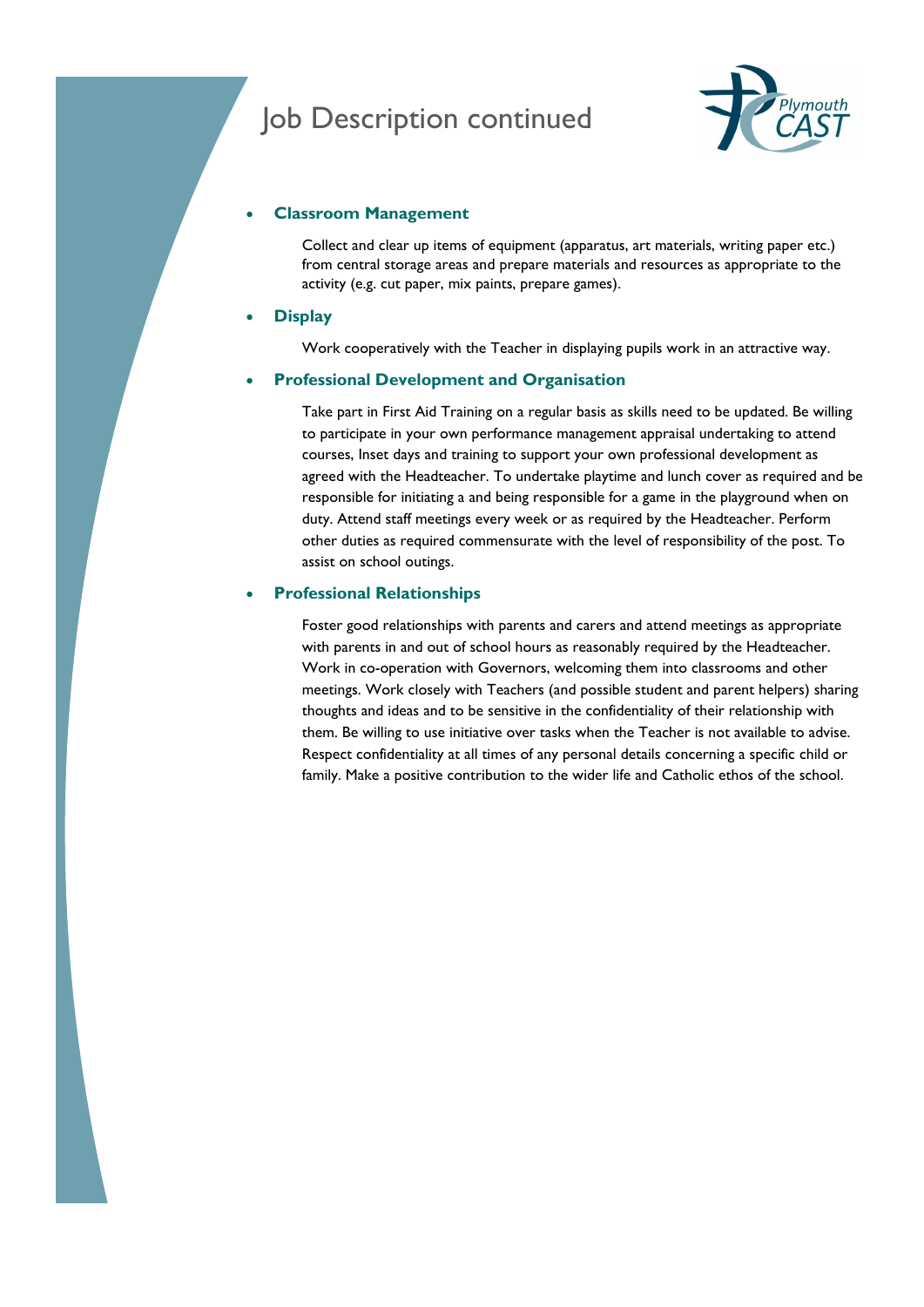# Job Description continued

- **Classroom Management**

  Collect and clear up items of equipment (apparatus, art materials, writing paper etc.) from central storage areas and prepare materials and resources as appropriate to the activity (e.g. cut paper, mix paints, prepare games).

- **Display**

  Work cooperatively with the Teacher in displaying pupils work in an attractive way.

- **Professional Development and Organisation**

  Take part in First Aid Training on a regular basis as skills need to be updated. Be willing to participate in your own performance management appraisal undertaking to attend courses, Inset days and training to support your own professional development as agreed with the Headteacher. To undertake playtime and lunch cover as required and be responsible for initiating a and being responsible for a game in the playground when on duty. Attend staff meetings every week or as required by the Headteacher. Perform other duties as required commensurate with the level of responsibility of the post. To assist on school outings.

- **Professional Relationships**

  Foster good relationships with parents and carers and attend meetings as appropriate with parents in and out of school hours as reasonably required by the Headteacher. Work in co-operation with Governors, welcoming them into classrooms and other meetings. Work closely with Teachers (and possible student and parent helpers) sharing thoughts and ideas and to be sensitive in the confidentiality of their relationship with them. Be willing to use initiative over tasks when the Teacher is not available to advise. Respect confidentiality at all times of any personal details concerning a specific child or family. Make a positive contribution to the wider life and Catholic ethos of the school.